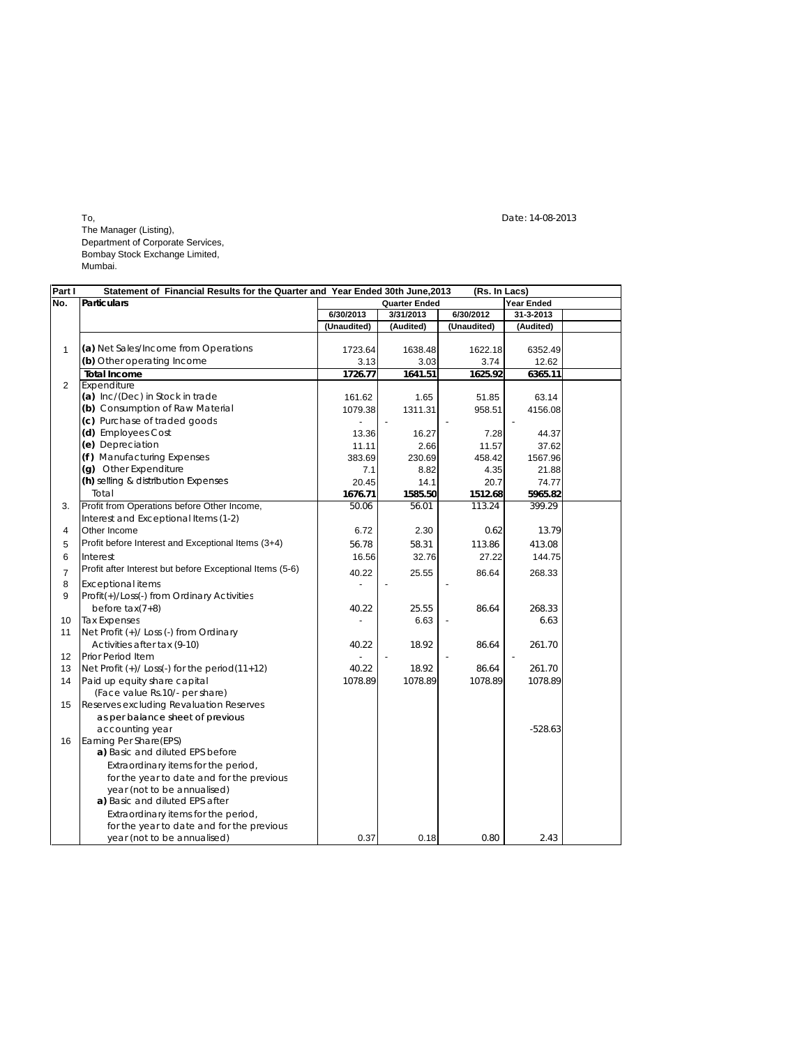To,
The Manager (Listing),
Department of Corporate Services,
Bombay Stock Exchange Limited,
Mumbai.

Date: 14-08-2013

| Part I | Statement of Financial Results for the Quarter and Year Ended 30th June,2013 (Rs. In Lacs) | | | | | |
|---|---|---|---|---|---|---|
| No. | Particulars | Quarter Ended | | | Year Ended | |
| | | 6/30/2013 | 3/31/2013 | 6/30/2012 | 31-3-2013 | |
| | | (Unaudited) | (Audited) | (Unaudited) | (Audited) | |
| 1 | (a) Net Sales/Income from Operations | 1723.64 | 1638.48 | 1622.18 | 6352.49 | |
| | (b) Other operating Income | 3.13 | 3.03 | 3.74 | 12.62 | |
| | **Total Income** | **1726.77** | **1641.51** | **1625.92** | **6365.11** | |
| 2 | Expenditure | | | | | |
| | (a) Inc/(Dec) in Stock in trade | 161.62 | 1.65 | 51.85 | 63.14 | |
| | (b) Consumption of Raw Material | 1079.38 | 1311.31 | 958.51 | 4156.08 | |
| | (c) Purchase of traded goods | - | - | - | - | |
| | (d) Employees Cost | 13.36 | 16.27 | 7.28 | 44.37 | |
| | (e) Depreciation | 11.11 | 2.66 | 11.57 | 37.62 | |
| | (f) Manufacturing Expenses | 383.69 | 230.69 | 458.42 | 1567.96 | |
| | (g) Other Expenditure | 7.1 | 8.82 | 4.35 | 21.88 | |
| | (h) selling & distribution Expenses | 20.45 | 14.1 | 20.7 | 74.77 | |
| | Total | **1676.71** | **1585.50** | **1512.68** | **5965.82** | |
| 3. | Profit from Operations before Other Income, Interest and Exceptional Items (1-2) | 50.06 | 56.01 | 113.24 | 399.29 | |
| 4 | Other Income | 6.72 | 2.30 | 0.62 | 13.79 | |
| 5 | Profit before Interest and Exceptional Items (3+4) | 56.78 | 58.31 | 113.86 | 413.08 | |
| 6 | Interest | 16.56 | 32.76 | 27.22 | 144.75 | |
| 7 | Profit after Interest but before Exceptional Items (5-6) | 40.22 | 25.55 | 86.64 | 268.33 | |
| 8 | Exceptional items | - | - | - | | |
| 9 | Profit(+)/Loss(-) from Ordinary Activities before tax(7+8) | 40.22 | 25.55 | 86.64 | 268.33 | |
| 10 | Tax Expenses | - | 6.63 | - | 6.63 | |
| 11 | Net Profit (+)/ Loss (-) from Ordinary Activities after tax (9-10) | 40.22 | 18.92 | 86.64 | 261.70 | |
| 12 | Prior Period Item | - | - | - | - | |
| 13 | Net Profit (+)/ Loss(-) for the period(11+12) | 40.22 | 18.92 | 86.64 | 261.70 | |
| 14 | Paid up equity share capital (Face value Rs.10/- per share) | 1078.89 | 1078.89 | 1078.89 | 1078.89 | |
| 15 | Reserves excluding Revaluation Reserves as per balance sheet of previous accounting year | | | | -528.63 | |
| 16 | Earning Per Share(EPS) | | | | | |
| | a) Basic and diluted EPS before Extraordinary items for the period, for the year to date and for the previous year (not to be annualised) | | | | | |
| | a) Basic and diluted EPS after Extraordinary items for the period, for the year to date and for the previous year (not to be annualised) | 0.37 | 0.18 | 0.80 | 2.43 | |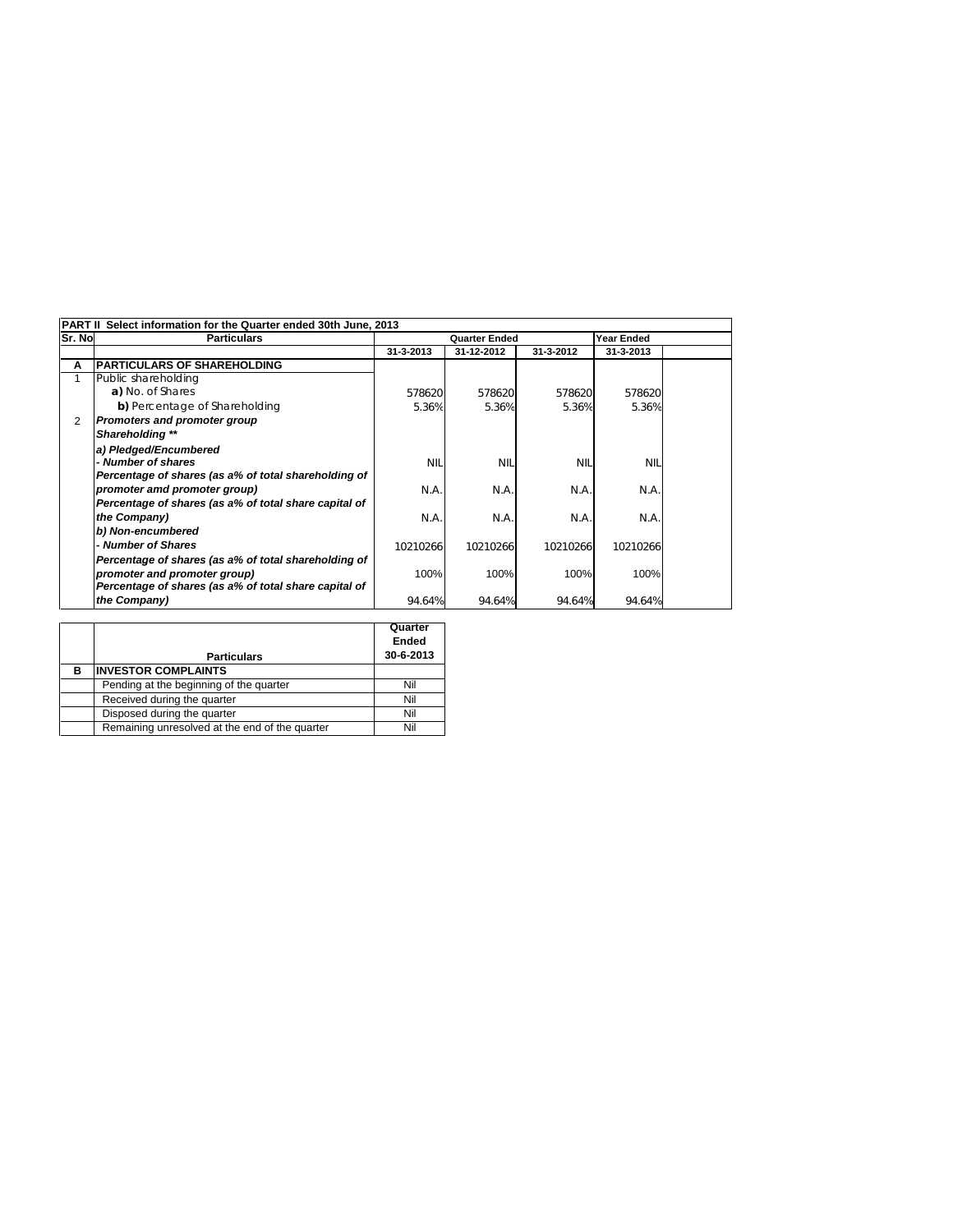| **PART II Select information for the Quarter ended 30th June, 2013** | | | | | | |
|---|---|---|---|---|---|---|
| **Sr. No** | **Particulars** | **Quarter Ended** | | | **Year Ended** | |
| | | **31-3-2013** | **31-12-2012** | **31-3-2012** | **31-3-2013** | |
| **A** | **PARTICULARS OF SHAREHOLDING** | | | | | |
| 1 | Public shareholding | | | | | |
| | **a)** No. of Shares | 578620 | 578620 | 578620 | 578620 | |
| | **b)** Percentage of Shareholding | 5.36% | 5.36% | 5.36% | 5.36% | |
| 2 | ***Promoters and promoter group Shareholding \*\**** | | | | | |
| | ***a) Pledged/Encumbered*** | | | | | |
| | ***- Number of shares*** | NIL | NIL | NIL | NIL | |
| | ***Percentage of shares (as a% of total shareholding of promoter amd promoter group)*** | N.A. | N.A. | N.A. | N.A. | |
| | ***Percentage of shares (as a% of total share capital of the Company)*** | N.A. | N.A. | N.A. | N.A. | |
| | ***b) Non-encumbered*** | | | | | |
| | ***- Number of Shares*** | 10210266 | 10210266 | 10210266 | 10210266 | |
| | ***Percentage of shares (as a% of total shareholding of promoter and promoter group)*** | 100% | 100% | 100% | 100% | |
| | ***Percentage of shares (as a% of total share capital of the Company)*** | 94.64% | 94.64% | 94.64% | 94.64% | |

| | **Particulars** | **Quarter Ended 30-6-2013** |
|---|---|---|
| **B** | **INVESTOR COMPLAINTS** | |
| | Pending at the beginning of the quarter | Nil |
| | Received during the quarter | Nil |
| | Disposed during the quarter | Nil |
| | Remaining unresolved at the end of the quarter | Nil |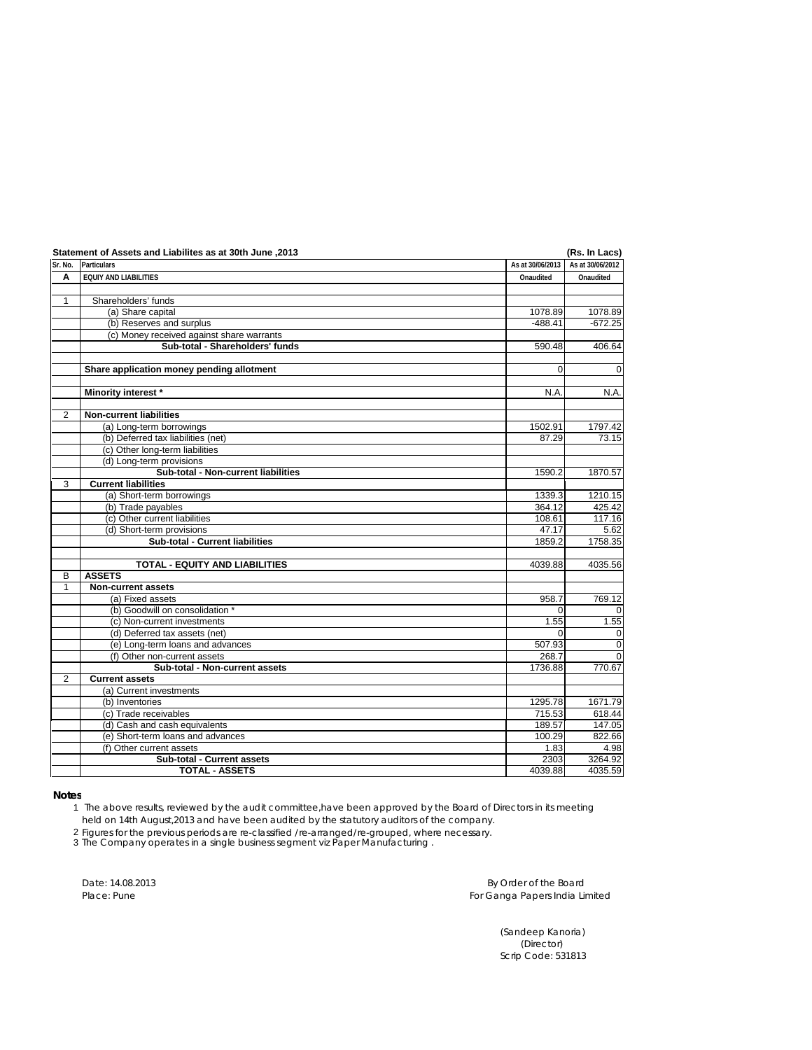**Statement of Assets and Liabilites as at 30th June ,2013** **(Rs. In Lacs)**

| Sr. No. | Particulars | As at 30/06/2013 | As at 30/06/2012 |
|---|---|---|---|
| **A** | **EQUIY AND LIABILITIES** | **Onaudited** | **Onaudited** |
| | | | |
| 1 | Shareholders' funds | | |
| | (a) Share capital | 1078.89 | 1078.89 |
| | (b) Reserves and surplus | -488.41 | -672.25 |
| | (c) Money received against share warrants | | |
| | **Sub-total - Shareholders' funds** | 590.48 | 406.64 |
| | | | |
| | **Share application money pending allotment** | 0 | 0 |
| | | | |
| | **Minority interest *** | N.A. | N.A. |
| | | | |
| 2 | **Non-current liabilities** | | |
| | (a) Long-term borrowings | 1502.91 | 1797.42 |
| | (b) Deferred tax liabilities (net) | 87.29 | 73.15 |
| | (c) Other long-term liabilities | | |
| | (d) Long-term provisions | | |
| | **Sub-total - Non-current liabilities** | 1590.2 | 1870.57 |
| 3 | **Current liabilities** | | |
| | (a) Short-term borrowings | 1339.3 | 1210.15 |
| | (b) Trade payables | 364.12 | 425.42 |
| | (c) Other current liabilities | 108.61 | 117.16 |
| | (d) Short-term provisions | 47.17 | 5.62 |
| | **Sub-total - Current liabilities** | 1859.2 | 1758.35 |
| | | | |
| | **TOTAL - EQUITY AND LIABILITIES** | 4039.88 | 4035.56 |
| B | **ASSETS** | | |
| 1 | **Non-current assets** | | |
| | (a) Fixed assets | 958.7 | 769.12 |
| | (b) Goodwill on consolidation * | 0 | 0 |
| | (c) Non-current investments | 1.55 | 1.55 |
| | (d) Deferred tax assets (net) | 0 | 0 |
| | (e) Long-term loans and advances | 507.93 | 0 |
| | (f) Other non-current assets | 268.7 | 0 |
| | **Sub-total - Non-current assets** | 1736.88 | 770.67 |
| 2 | **Current assets** | | |
| | (a) Current investments | | |
| | (b) Inventories | 1295.78 | 1671.79 |
| | (c) Trade receivables | 715.53 | 618.44 |
| | (d) Cash and cash equivalents | 189.57 | 147.05 |
| | (e) Short-term loans and advances | 100.29 | 822.66 |
| | (f) Other current assets | 1.83 | 4.98 |
| | **Sub-total - Current assets** | 2303 | 3264.92 |
| | **TOTAL - ASSETS** | 4039.88 | 4035.59 |

**Notes**

1. The above results, reviewed by the audit committee,have been approved by the Board of Directors in its meeting held on 14th August,2013 and have been audited by the statutory auditors of the company.
2. Figures for the previous periods are re-classified /re-arranged/re-grouped, where necessary.
3. The Company operates in a single business segment viz Paper Manufacturing .

Date: 14.08.2013
Place: Pune

By Order of the Board
For Ganga Papers India Limited

(Sandeep Kanoria)
(Director)
Scrip Code: 531813